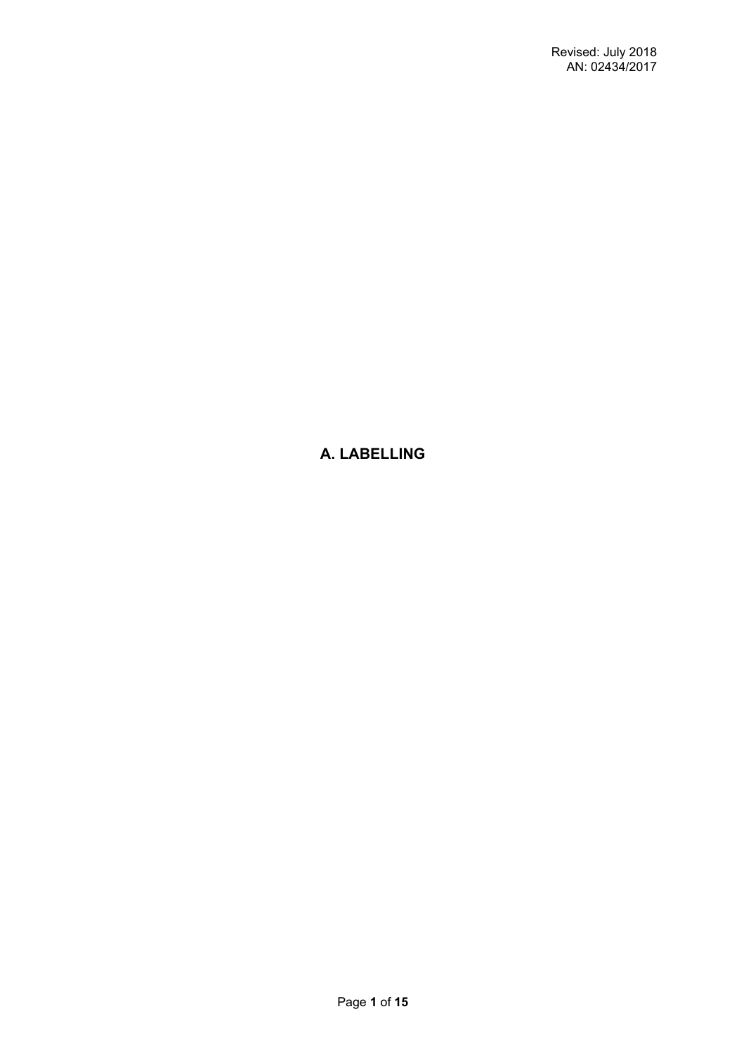Revised: July 2018
AN: 02434/2017

# A. LABELLING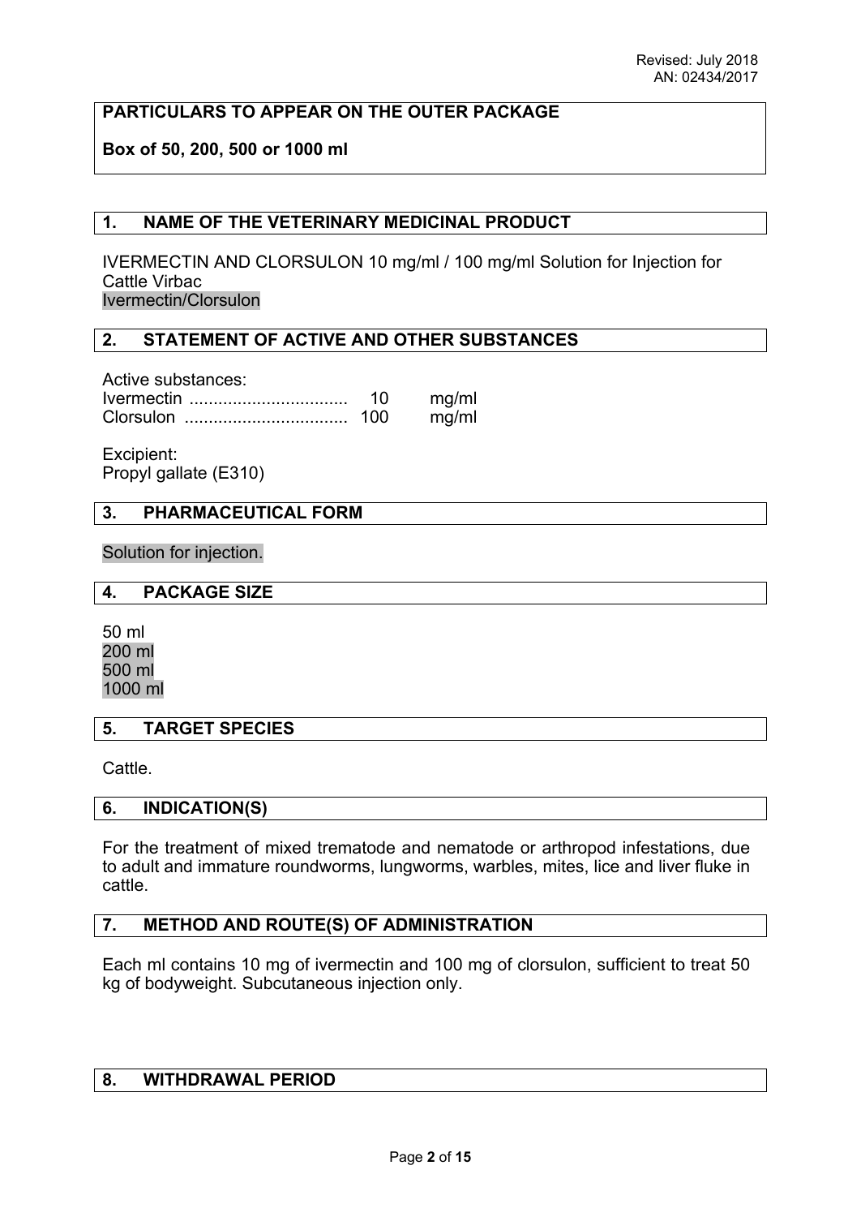**PARTICULARS TO APPEAR ON THE OUTER PACKAGE**

**Box of 50, 200, 500 or 1000 ml**

## 1. NAME OF THE VETERINARY MEDICINAL PRODUCT

IVERMECTIN AND CLORSULON 10 mg/ml / 100 mg/ml Solution for Injection for Cattle Virbac
Ivermectin/Clorsulon

## 2. STATEMENT OF ACTIVE AND OTHER SUBSTANCES

Active substances:
Ivermectin ................................ 10 mg/ml
Clorsulon ................................. 100 mg/ml

Excipient:
Propyl gallate (E310)

## 3. PHARMACEUTICAL FORM

Solution for injection.

## 4. PACKAGE SIZE

50 ml
200 ml
500 ml
1000 ml

## 5. TARGET SPECIES

Cattle.

## 6. INDICATION(S)

For the treatment of mixed trematode and nematode or arthropod infestations, due to adult and immature roundworms, lungworms, warbles, mites, lice and liver fluke in cattle.

## 7. METHOD AND ROUTE(S) OF ADMINISTRATION

Each ml contains 10 mg of ivermectin and 100 mg of clorsulon, sufficient to treat 50 kg of bodyweight. Subcutaneous injection only.

## 8. WITHDRAWAL PERIOD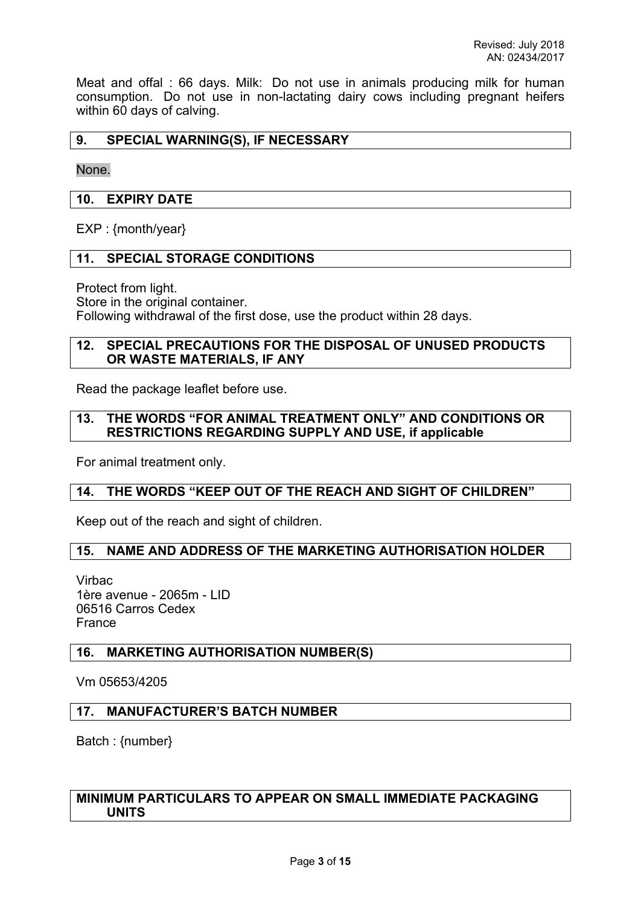Meat and offal : 66 days. Milk: Do not use in animals producing milk for human consumption. Do not use in non-lactating dairy cows including pregnant heifers within 60 days of calving.

## 9. SPECIAL WARNING(S), IF NECESSARY

None.

## 10. EXPIRY DATE

EXP : {month/year}

## 11. SPECIAL STORAGE CONDITIONS

Protect from light.
Store in the original container.
Following withdrawal of the first dose, use the product within 28 days.

## 12. SPECIAL PRECAUTIONS FOR THE DISPOSAL OF UNUSED PRODUCTS OR WASTE MATERIALS, IF ANY

Read the package leaflet before use.

## 13. THE WORDS "FOR ANIMAL TREATMENT ONLY" AND CONDITIONS OR RESTRICTIONS REGARDING SUPPLY AND USE, if applicable

For animal treatment only.

## 14. THE WORDS "KEEP OUT OF THE REACH AND SIGHT OF CHILDREN"

Keep out of the reach and sight of children.

## 15. NAME AND ADDRESS OF THE MARKETING AUTHORISATION HOLDER

Virbac
1ère avenue - 2065m - LID
06516 Carros Cedex
France

## 16. MARKETING AUTHORISATION NUMBER(S)

Vm 05653/4205

## 17. MANUFACTURER'S BATCH NUMBER

Batch : {number}

## MINIMUM PARTICULARS TO APPEAR ON SMALL IMMEDIATE PACKAGING UNITS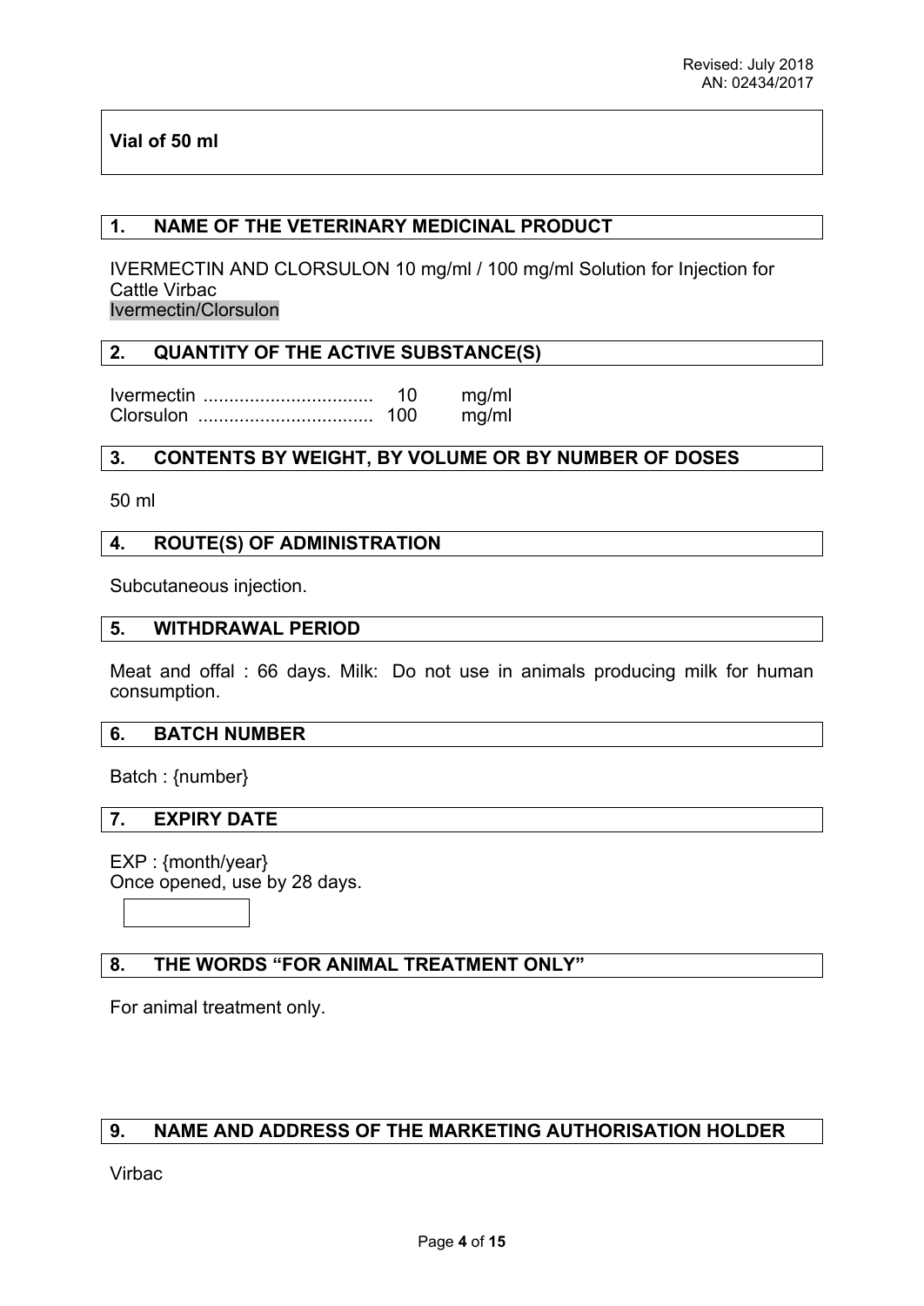**Vial of 50 ml**

## 1. NAME OF THE VETERINARY MEDICINAL PRODUCT

IVERMECTIN AND CLORSULON 10 mg/ml / 100 mg/ml Solution for Injection for Cattle Virbac
Ivermectin/Clorsulon

## 2. QUANTITY OF THE ACTIVE SUBSTANCE(S)

| | | |
|---|---|---|
| Ivermectin ................................ | 10 | mg/ml |
| Clorsulon ................................. | 100 | mg/ml |

## 3. CONTENTS BY WEIGHT, BY VOLUME OR BY NUMBER OF DOSES

50 ml

## 4. ROUTE(S) OF ADMINISTRATION

Subcutaneous injection.

## 5. WITHDRAWAL PERIOD

Meat and offal : 66 days. Milk: Do not use in animals producing milk for human consumption.

## 6. BATCH NUMBER

Batch : {number}

## 7. EXPIRY DATE

EXP : {month/year}
Once opened, use by 28 days.

## 8. THE WORDS "FOR ANIMAL TREATMENT ONLY"

For animal treatment only.

## 9. NAME AND ADDRESS OF THE MARKETING AUTHORISATION HOLDER

Virbac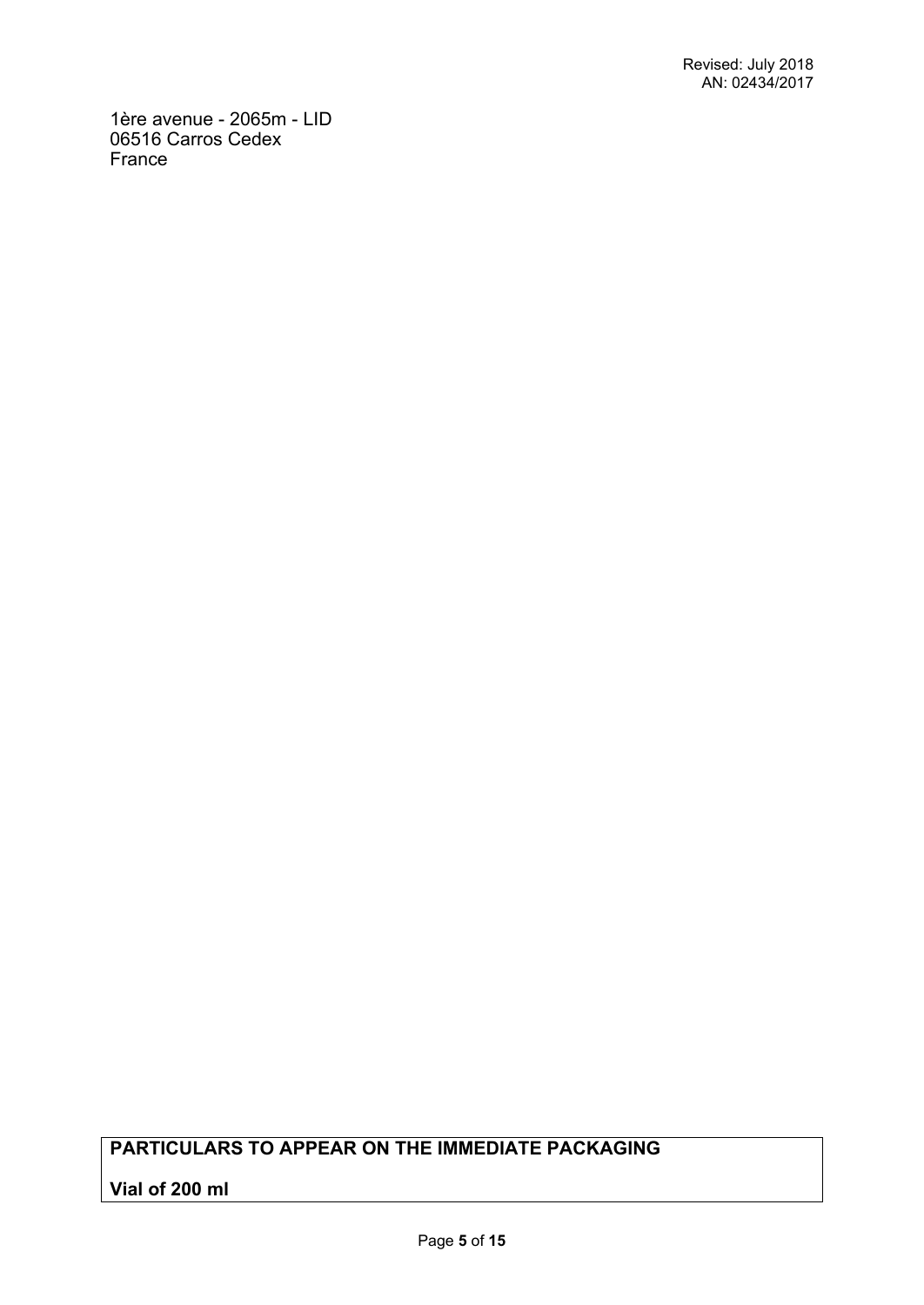1ère avenue - 2065m - LID
06516 Carros Cedex
France

| PARTICULARS TO APPEAR ON THE IMMEDIATE PACKAGING |
| --- |
| Vial of 200 ml |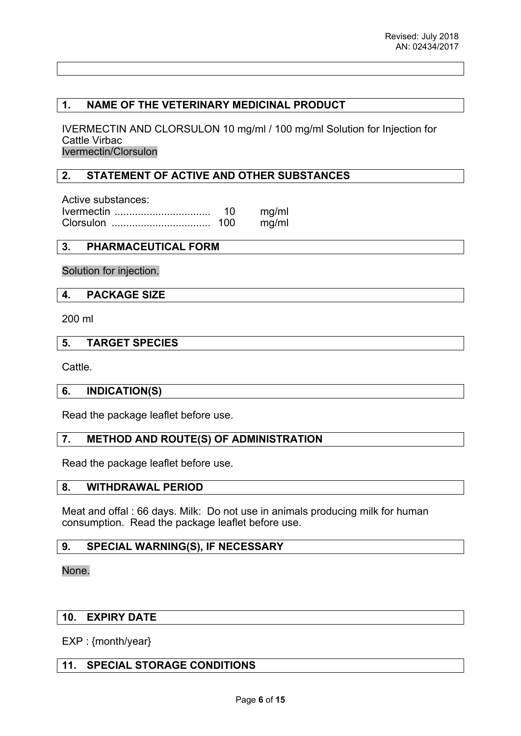## 1. NAME OF THE VETERINARY MEDICINAL PRODUCT

IVERMECTIN AND CLORSULON 10 mg/ml / 100 mg/ml Solution for Injection for Cattle Virbac
Ivermectin/Clorsulon

## 2. STATEMENT OF ACTIVE AND OTHER SUBSTANCES

Active substances:

| | | |
|---|---|---|
| Ivermectin ................................ | 10 | mg/ml |
| Clorsulon ................................. | 100 | mg/ml |

## 3. PHARMACEUTICAL FORM

Solution for injection.

## 4. PACKAGE SIZE

200 ml

## 5. TARGET SPECIES

Cattle.

## 6. INDICATION(S)

Read the package leaflet before use.

## 7. METHOD AND ROUTE(S) OF ADMINISTRATION

Read the package leaflet before use.

## 8. WITHDRAWAL PERIOD

Meat and offal : 66 days. Milk: Do not use in animals producing milk for human consumption. Read the package leaflet before use.

## 9. SPECIAL WARNING(S), IF NECESSARY

None.

## 10. EXPIRY DATE

EXP : {month/year}

## 11. SPECIAL STORAGE CONDITIONS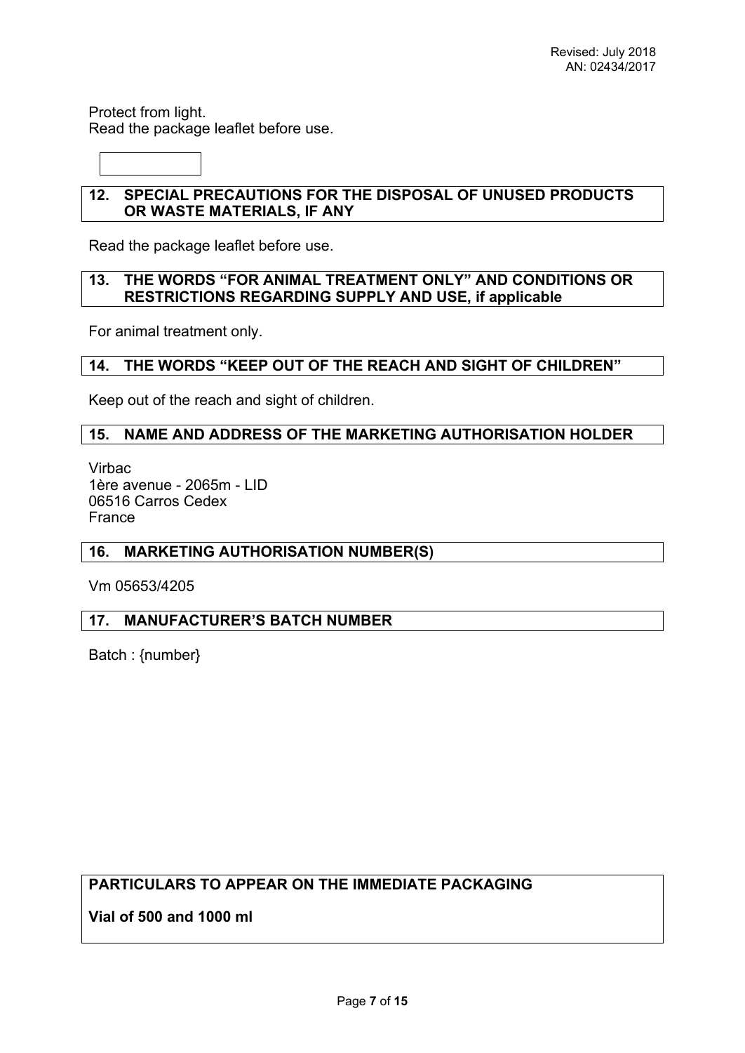Protect from light.
Read the package leaflet before use.

## 12. SPECIAL PRECAUTIONS FOR THE DISPOSAL OF UNUSED PRODUCTS OR WASTE MATERIALS, IF ANY

Read the package leaflet before use.

## 13. THE WORDS "FOR ANIMAL TREATMENT ONLY" AND CONDITIONS OR RESTRICTIONS REGARDING SUPPLY AND USE, if applicable

For animal treatment only.

## 14. THE WORDS "KEEP OUT OF THE REACH AND SIGHT OF CHILDREN"

Keep out of the reach and sight of children.

## 15. NAME AND ADDRESS OF THE MARKETING AUTHORISATION HOLDER

Virbac
1ère avenue - 2065m - LID
06516 Carros Cedex
France

## 16. MARKETING AUTHORISATION NUMBER(S)

Vm 05653/4205

## 17. MANUFACTURER'S BATCH NUMBER

Batch : {number}

## PARTICULARS TO APPEAR ON THE IMMEDIATE PACKAGING

**Vial of 500 and 1000 ml**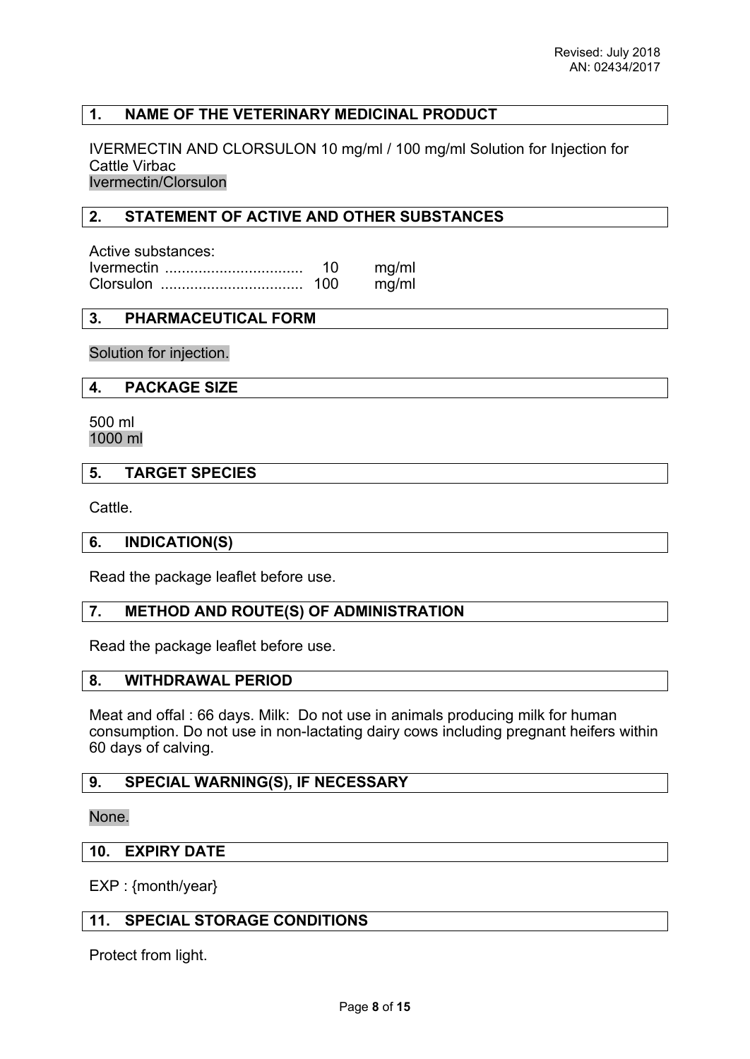Revised: July 2018
AN: 02434/2017

## 1. NAME OF THE VETERINARY MEDICINAL PRODUCT

IVERMECTIN AND CLORSULON 10 mg/ml / 100 mg/ml Solution for Injection for Cattle Virbac
Ivermectin/Clorsulon

## 2. STATEMENT OF ACTIVE AND OTHER SUBSTANCES

Active substances:
Ivermectin ................................ 10 mg/ml
Clorsulon ................................. 100 mg/ml

## 3. PHARMACEUTICAL FORM

Solution for injection.

## 4. PACKAGE SIZE

500 ml
1000 ml

## 5. TARGET SPECIES

Cattle.

## 6. INDICATION(S)

Read the package leaflet before use.

## 7. METHOD AND ROUTE(S) OF ADMINISTRATION

Read the package leaflet before use.

## 8. WITHDRAWAL PERIOD

Meat and offal : 66 days. Milk: Do not use in animals producing milk for human consumption. Do not use in non-lactating dairy cows including pregnant heifers within 60 days of calving.

## 9. SPECIAL WARNING(S), IF NECESSARY

None.

## 10. EXPIRY DATE

EXP : {month/year}

## 11. SPECIAL STORAGE CONDITIONS

Protect from light.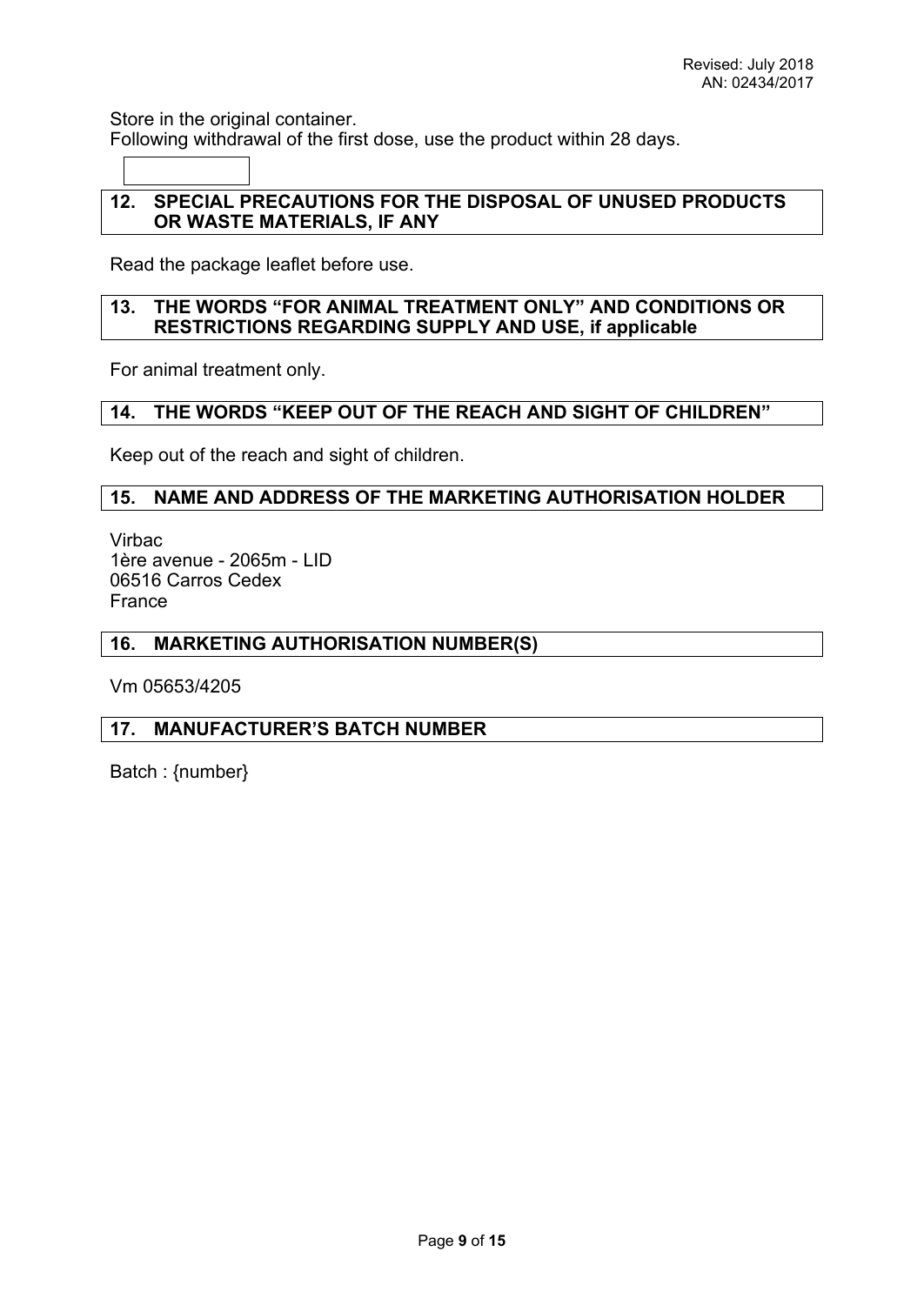Revised: July 2018
AN: 02434/2017

Store in the original container.
Following withdrawal of the first dose, use the product within 28 days.

## 12. SPECIAL PRECAUTIONS FOR THE DISPOSAL OF UNUSED PRODUCTS OR WASTE MATERIALS, IF ANY

Read the package leaflet before use.

## 13. THE WORDS "FOR ANIMAL TREATMENT ONLY" AND CONDITIONS OR RESTRICTIONS REGARDING SUPPLY AND USE, if applicable

For animal treatment only.

## 14. THE WORDS "KEEP OUT OF THE REACH AND SIGHT OF CHILDREN"

Keep out of the reach and sight of children.

## 15. NAME AND ADDRESS OF THE MARKETING AUTHORISATION HOLDER

Virbac
1ère avenue - 2065m - LID
06516 Carros Cedex
France

## 16. MARKETING AUTHORISATION NUMBER(S)

Vm 05653/4205

## 17. MANUFACTURER'S BATCH NUMBER

Batch : {number}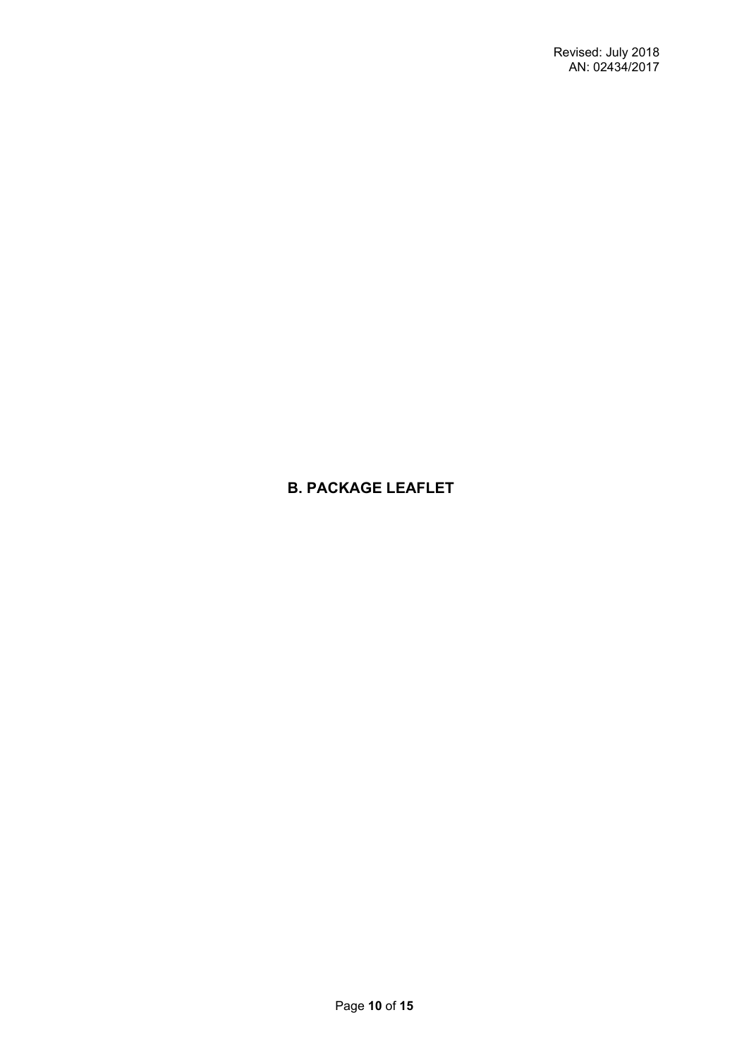# B. PACKAGE LEAFLET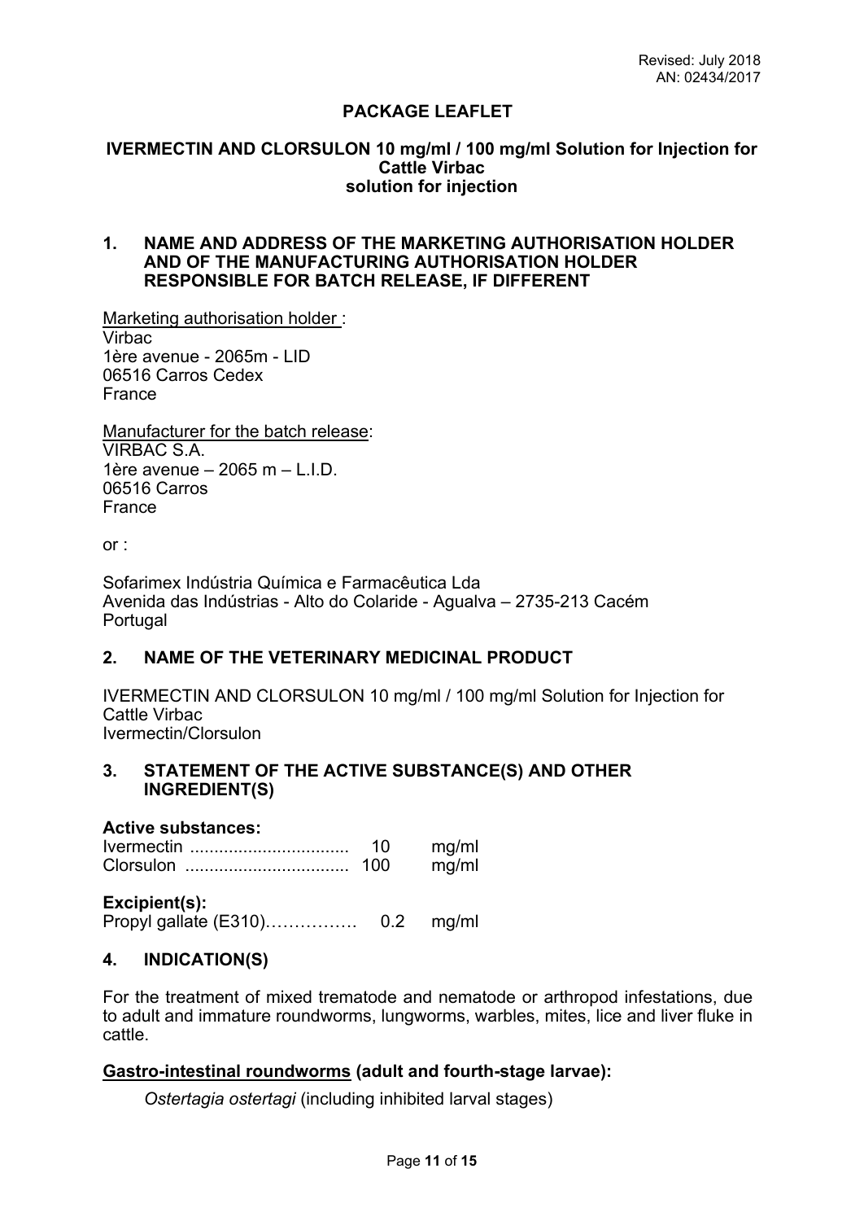Revised: July 2018
AN: 02434/2017

# PACKAGE LEAFLET

## IVERMECTIN AND CLORSULON 10 mg/ml / 100 mg/ml Solution for Injection for Cattle Virbac solution for injection

## 1. NAME AND ADDRESS OF THE MARKETING AUTHORISATION HOLDER AND OF THE MANUFACTURING AUTHORISATION HOLDER RESPONSIBLE FOR BATCH RELEASE, IF DIFFERENT

Marketing authorisation holder :
Virbac
1ère avenue - 2065m - LID
06516 Carros Cedex
France

Manufacturer for the batch release:
VIRBAC S.A.
1ère avenue – 2065 m – L.I.D.
06516 Carros
France

or :

Sofarimex Indústria Química e Farmacêutica Lda
Avenida das Indústrias - Alto do Colaride - Agualva – 2735-213 Cacém
Portugal

## 2. NAME OF THE VETERINARY MEDICINAL PRODUCT

IVERMECTIN AND CLORSULON 10 mg/ml / 100 mg/ml Solution for Injection for Cattle Virbac
Ivermectin/Clorsulon

## 3. STATEMENT OF THE ACTIVE SUBSTANCE(S) AND OTHER INGREDIENT(S)

**Active substances:**

| | | |
|---|---|---|
| Ivermectin ................................ | 10 | mg/ml |
| Clorsulon ................................. | 100 | mg/ml |

**Excipient(s):**

| | | |
|---|---|---|
| Propyl gallate (E310)……………. | 0.2 | mg/ml |

## 4. INDICATION(S)

For the treatment of mixed trematode and nematode or arthropod infestations, due to adult and immature roundworms, lungworms, warbles, mites, lice and liver fluke in cattle.

**Gastro-intestinal roundworms (adult and fourth-stage larvae):**

*Ostertagia ostertagi* (including inhibited larval stages)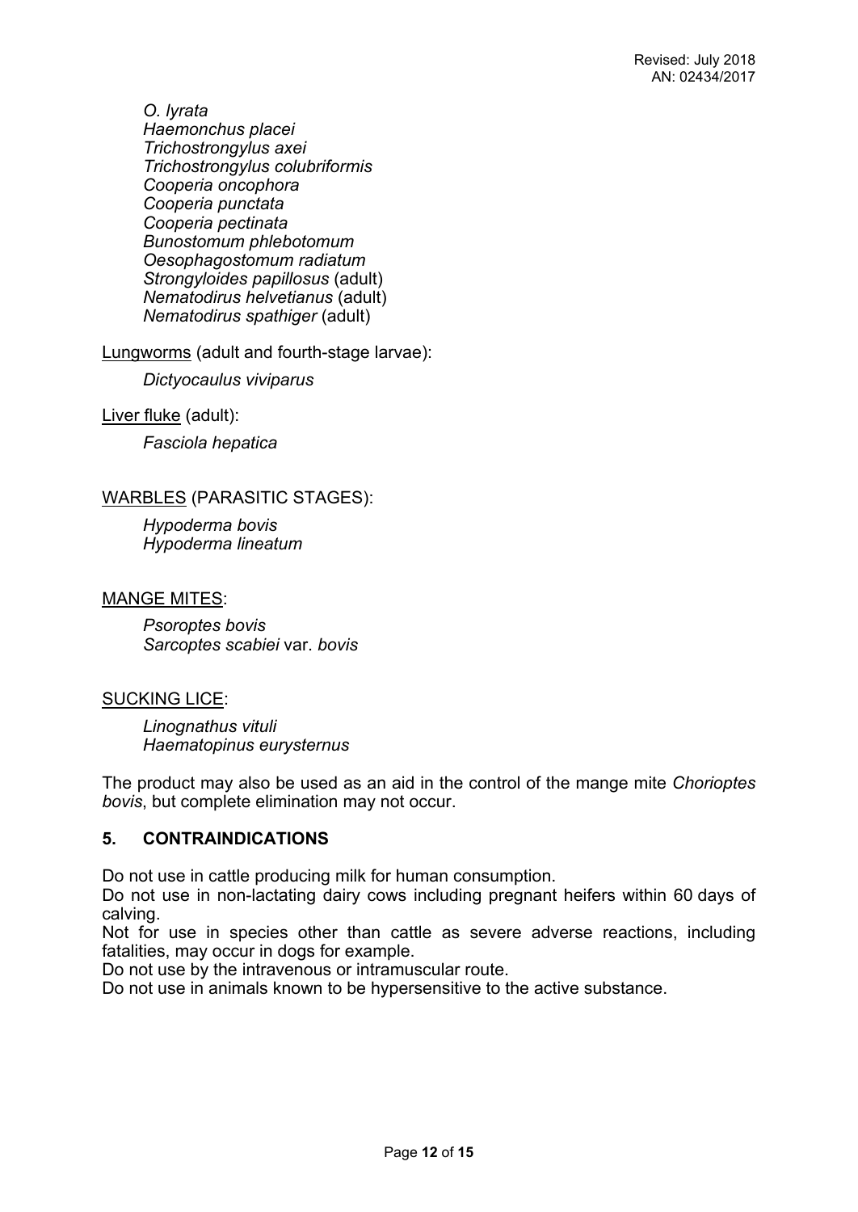*O. lyrata*
*Haemonchus placei*
*Trichostrongylus axei*
*Trichostrongylus colubriformis*
*Cooperia oncophora*
*Cooperia punctata*
*Cooperia pectinata*
*Bunostomum phlebotomum*
*Oesophagostomum radiatum*
*Strongyloides papillosus* (adult)
*Nematodirus helvetianus* (adult)
*Nematodirus spathiger* (adult)

Lungworms (adult and fourth-stage larvae):

*Dictyocaulus viviparus*

Liver fluke (adult):

*Fasciola hepatica*

WARBLES (PARASITIC STAGES):

*Hypoderma bovis*
*Hypoderma lineatum*

MANGE MITES:

*Psoroptes bovis*
*Sarcoptes scabiei* var. *bovis*

SUCKING LICE:

*Linognathus vituli*
*Haematopinus eurysternus*

The product may also be used as an aid in the control of the mange mite *Chorioptes bovis*, but complete elimination may not occur.

## 5. CONTRAINDICATIONS

Do not use in cattle producing milk for human consumption.
Do not use in non-lactating dairy cows including pregnant heifers within 60 days of calving.
Not for use in species other than cattle as severe adverse reactions, including fatalities, may occur in dogs for example.
Do not use by the intravenous or intramuscular route.
Do not use in animals known to be hypersensitive to the active substance.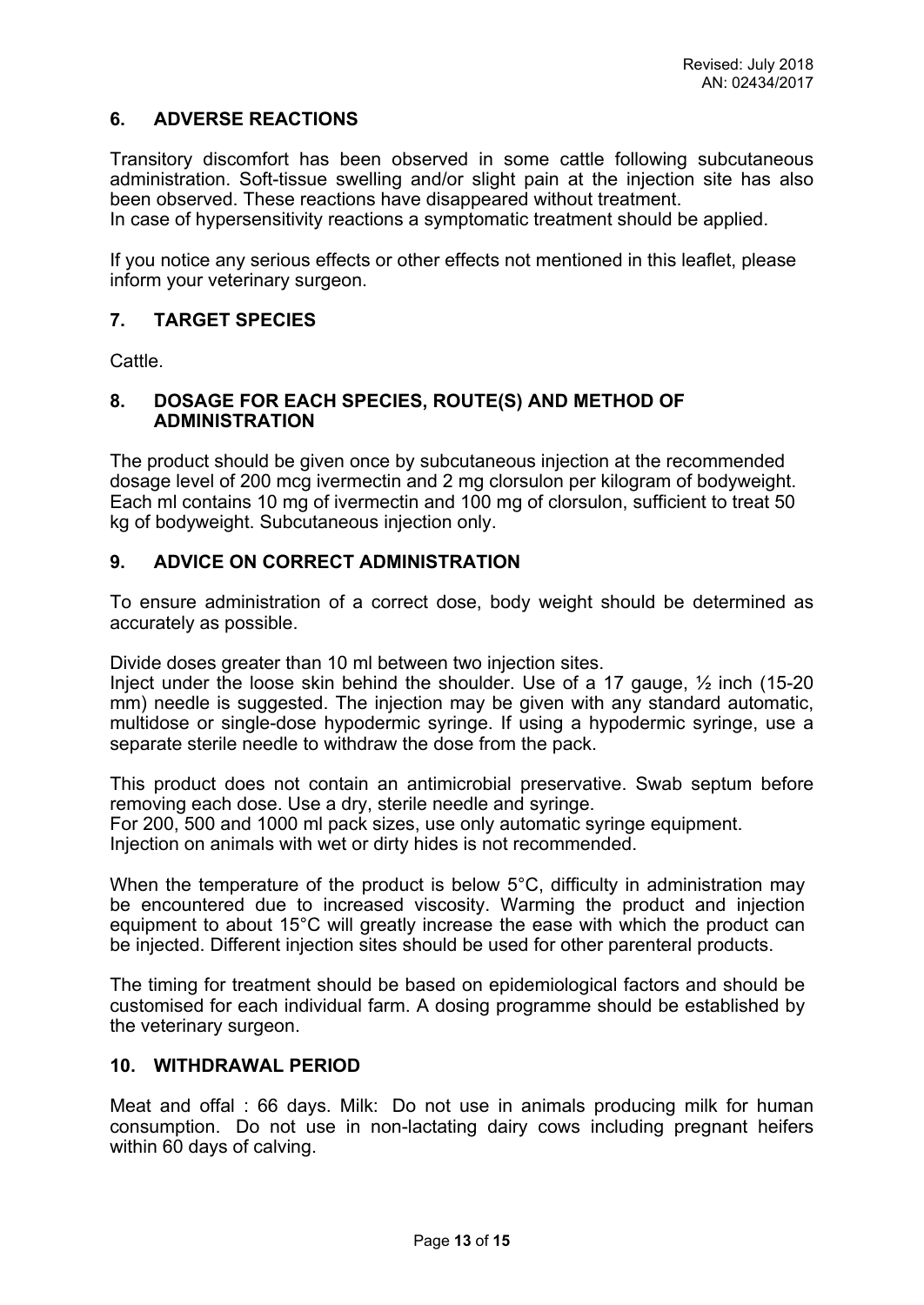Revised: July 2018
AN: 02434/2017

## 6. ADVERSE REACTIONS

Transitory discomfort has been observed in some cattle following subcutaneous administration. Soft-tissue swelling and/or slight pain at the injection site has also been observed. These reactions have disappeared without treatment.
In case of hypersensitivity reactions a symptomatic treatment should be applied.

If you notice any serious effects or other effects not mentioned in this leaflet, please inform your veterinary surgeon.

## 7. TARGET SPECIES

Cattle.

## 8. DOSAGE FOR EACH SPECIES, ROUTE(S) AND METHOD OF ADMINISTRATION

The product should be given once by subcutaneous injection at the recommended dosage level of 200 mcg ivermectin and 2 mg clorsulon per kilogram of bodyweight. Each ml contains 10 mg of ivermectin and 100 mg of clorsulon, sufficient to treat 50 kg of bodyweight. Subcutaneous injection only.

## 9. ADVICE ON CORRECT ADMINISTRATION

To ensure administration of a correct dose, body weight should be determined as accurately as possible.

Divide doses greater than 10 ml between two injection sites.
Inject under the loose skin behind the shoulder. Use of a 17 gauge, ½ inch (15-20 mm) needle is suggested. The injection may be given with any standard automatic, multidose or single-dose hypodermic syringe. If using a hypodermic syringe, use a separate sterile needle to withdraw the dose from the pack.

This product does not contain an antimicrobial preservative. Swab septum before removing each dose. Use a dry, sterile needle and syringe.
For 200, 500 and 1000 ml pack sizes, use only automatic syringe equipment.
Injection on animals with wet or dirty hides is not recommended.

When the temperature of the product is below 5°C, difficulty in administration may be encountered due to increased viscosity. Warming the product and injection equipment to about 15°C will greatly increase the ease with which the product can be injected. Different injection sites should be used for other parenteral products.

The timing for treatment should be based on epidemiological factors and should be customised for each individual farm. A dosing programme should be established by the veterinary surgeon.

## 10. WITHDRAWAL PERIOD

Meat and offal : 66 days. Milk: Do not use in animals producing milk for human consumption. Do not use in non-lactating dairy cows including pregnant heifers within 60 days of calving.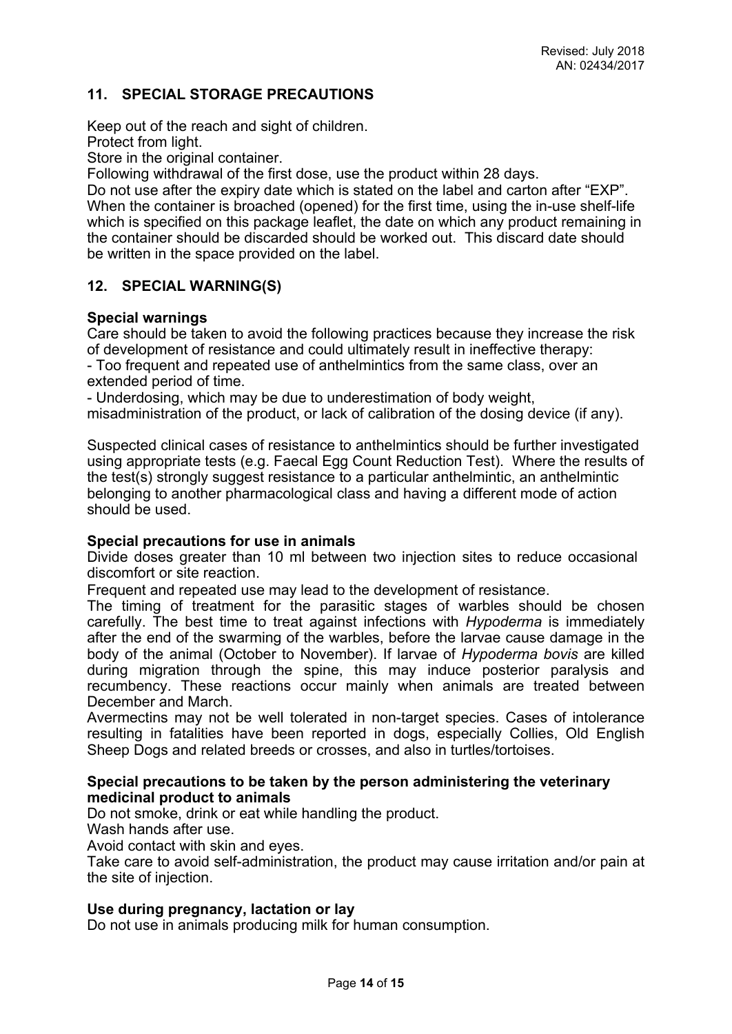Revised: July 2018
AN: 02434/2017

## 11. SPECIAL STORAGE PRECAUTIONS

Keep out of the reach and sight of children.
Protect from light.
Store in the original container.
Following withdrawal of the first dose, use the product within 28 days.
Do not use after the expiry date which is stated on the label and carton after "EXP".
When the container is broached (opened) for the first time, using the in-use shelf-life which is specified on this package leaflet, the date on which any product remaining in the container should be discarded should be worked out. This discard date should be written in the space provided on the label.

## 12. SPECIAL WARNING(S)

**Special warnings**
Care should be taken to avoid the following practices because they increase the risk of development of resistance and could ultimately result in ineffective therapy:
- Too frequent and repeated use of anthelmintics from the same class, over an extended period of time.
- Underdosing, which may be due to underestimation of body weight, misadministration of the product, or lack of calibration of the dosing device (if any).

Suspected clinical cases of resistance to anthelmintics should be further investigated using appropriate tests (e.g. Faecal Egg Count Reduction Test). Where the results of the test(s) strongly suggest resistance to a particular anthelmintic, an anthelmintic belonging to another pharmacological class and having a different mode of action should be used.

**Special precautions for use in animals**
Divide doses greater than 10 ml between two injection sites to reduce occasional discomfort or site reaction.
Frequent and repeated use may lead to the development of resistance.
The timing of treatment for the parasitic stages of warbles should be chosen carefully. The best time to treat against infections with *Hypoderma* is immediately after the end of the swarming of the warbles, before the larvae cause damage in the body of the animal (October to November). If larvae of *Hypoderma bovis* are killed during migration through the spine, this may induce posterior paralysis and recumbency. These reactions occur mainly when animals are treated between December and March.
Avermectins may not be well tolerated in non-target species. Cases of intolerance resulting in fatalities have been reported in dogs, especially Collies, Old English Sheep Dogs and related breeds or crosses, and also in turtles/tortoises.

**Special precautions to be taken by the person administering the veterinary medicinal product to animals**
Do not smoke, drink or eat while handling the product.
Wash hands after use.
Avoid contact with skin and eyes.
Take care to avoid self-administration, the product may cause irritation and/or pain at the site of injection.

**Use during pregnancy, lactation or lay**
Do not use in animals producing milk for human consumption.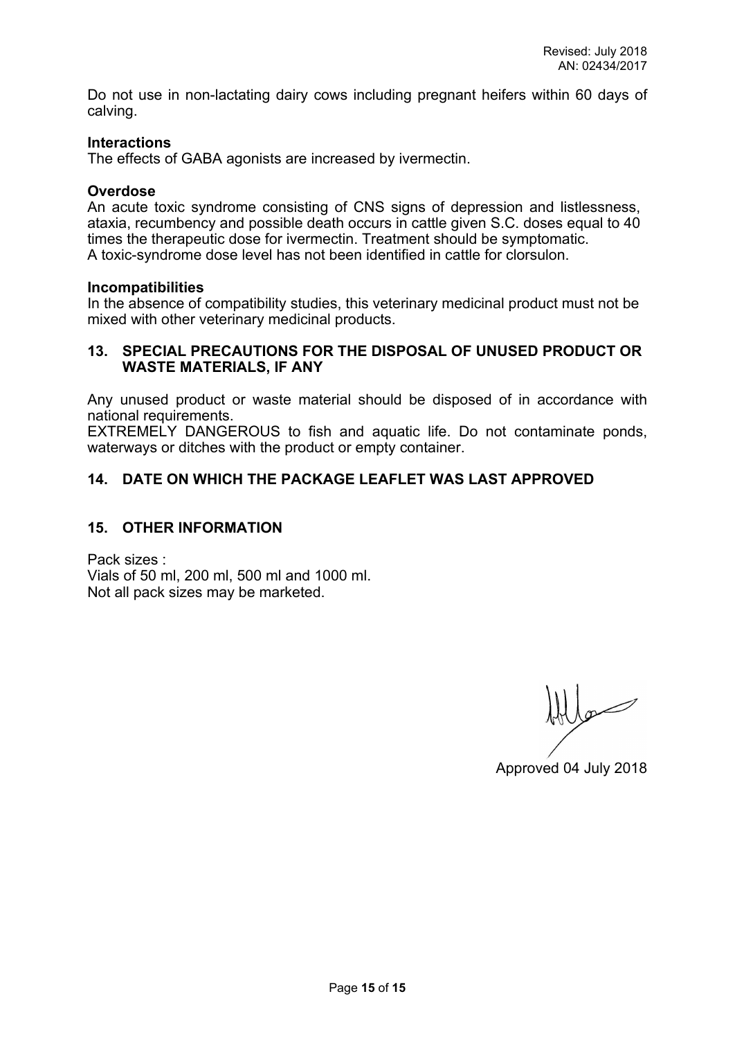Do not use in non-lactating dairy cows including pregnant heifers within 60 days of calving.

**Interactions**

The effects of GABA agonists are increased by ivermectin.

**Overdose**

An acute toxic syndrome consisting of CNS signs of depression and listlessness, ataxia, recumbency and possible death occurs in cattle given S.C. doses equal to 40 times the therapeutic dose for ivermectin. Treatment should be symptomatic.
A toxic-syndrome dose level has not been identified in cattle for clorsulon.

**Incompatibilities**

In the absence of compatibility studies, this veterinary medicinal product must not be mixed with other veterinary medicinal products.

## 13. SPECIAL PRECAUTIONS FOR THE DISPOSAL OF UNUSED PRODUCT OR WASTE MATERIALS, IF ANY

Any unused product or waste material should be disposed of in accordance with national requirements.
EXTREMELY DANGEROUS to fish and aquatic life. Do not contaminate ponds, waterways or ditches with the product or empty container.

## 14. DATE ON WHICH THE PACKAGE LEAFLET WAS LAST APPROVED

## 15. OTHER INFORMATION

Pack sizes :
Vials of 50 ml, 200 ml, 500 ml and 1000 ml.
Not all pack sizes may be marketed.

Approved 04 July 2018